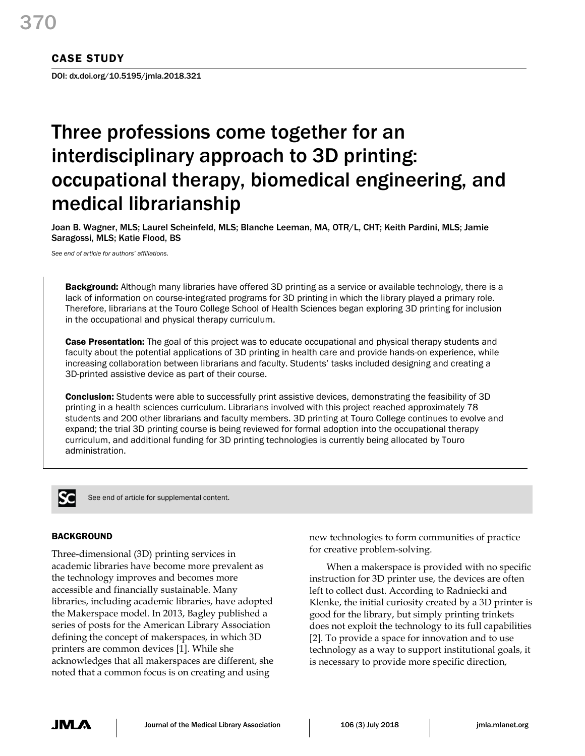CASE STUDY

DOI: dx.doi.org/10.5195/jmla.2018.321

# Three professions come together for an interdisciplinary approach to 3D printing: occupational therapy, biomedical engineering, and medical librarianship

Joan B. Wagner, MLS; Laurel Scheinfeld, MLS; Blanche Leeman, MA, OTR/L, CHT; Keith Pardini, MLS; Jamie Saragossi, MLS; Katie Flood, BS

*See end of article for authors' affiliations.*

**Background:** Although many libraries have offered 3D printing as a service or available technology, there is a lack of information on course-integrated programs for 3D printing in which the library played a primary role. Therefore, librarians at the Touro College School of Health Sciences began exploring 3D printing for inclusion in the occupational and physical therapy curriculum.

**Case Presentation:** The goal of this project was to educate occupational and physical therapy students and faculty about the potential applications of 3D printing in health care and provide hands-on experience, while increasing collaboration between librarians and faculty. Students' tasks included designing and creating a 3D-printed assistive device as part of their course.

**Conclusion:** Students were able to successfully print assistive devices, demonstrating the feasibility of 3D printing in a health sciences curriculum. Librarians involved with this project reached approximately 78 students and 200 other librarians and faculty members. 3D printing at Touro College continues to evolve and expand; the trial 3D printing course is being reviewed for formal adoption into the occupational therapy curriculum, and additional funding for 3D printing technologies is currently being allocated by Touro administration.

See end of article for supplemental content.

## BACKGROUND

Three-dimensional (3D) printing services in academic libraries have become more prevalent as the technology improves and becomes more accessible and financially sustainable. Many libraries, including academic libraries, have adopted the Makerspace model. In 2013, Bagley published a series of posts for the American Library Association defining the concept of makerspaces, in which 3D printers are common devices [1]. While she acknowledges that all makerspaces are different, she noted that a common focus is on creating and using new technologies to form communities of practice for creative problem-solving.

When a makerspace is provided with no specific instruction for 3D printer use, the devices are often left to collect dust. According to Radniecki and Klenke, the initial curiosity created by a 3D printer is good for the library, but simply printing trinkets does not exploit the technology to its full capabilities [2]. To provide a space for innovation and to use technology as a way to support institutional goals, it is necessary to provide more specific direction,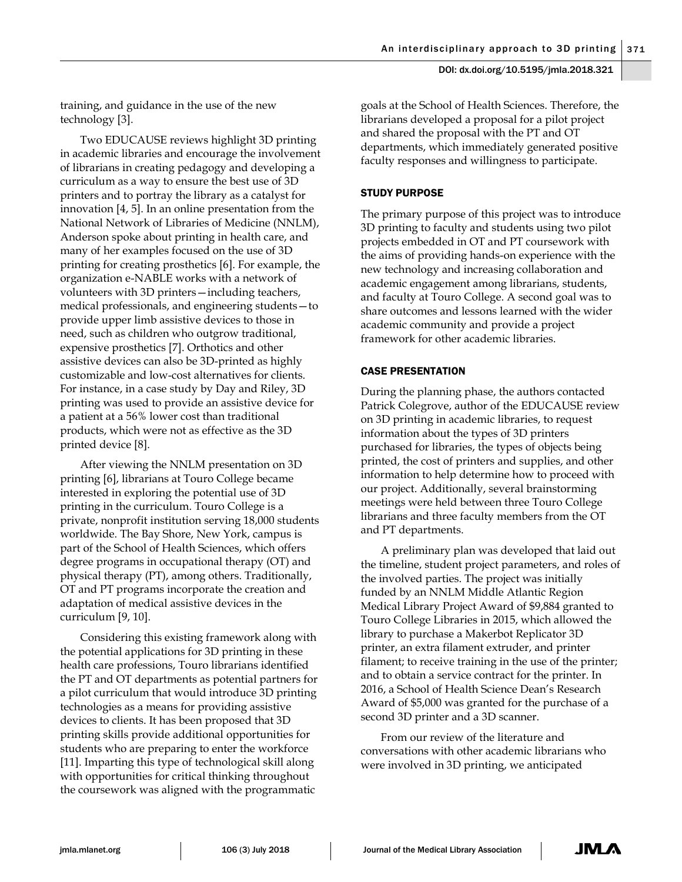training, and guidance in the use of the new technology [3].

Two EDUCAUSE reviews highlight 3D printing in academic libraries and encourage the involvement of librarians in creating pedagogy and developing a curriculum as a way to ensure the best use of 3D printers and to portray the library as a catalyst for innovation [4, 5]. In an online presentation from the National Network of Libraries of Medicine (NNLM), Anderson spoke about printing in health care, and many of her examples focused on the use of 3D printing for creating prosthetics [6]. For example, the organization e-NABLE works with a network of volunteers with 3D printers—including teachers, medical professionals, and engineering students—to provide upper limb assistive devices to those in need, such as children who outgrow traditional, expensive prosthetics [7]. Orthotics and other assistive devices can also be 3D-printed as highly customizable and low-cost alternatives for clients. For instance, in a case study by Day and Riley, 3D printing was used to provide an assistive device for a patient at a 56% lower cost than traditional products, which were not as effective as the 3D printed device [8].

After viewing the NNLM presentation on 3D printing [6], librarians at Touro College became interested in exploring the potential use of 3D printing in the curriculum. Touro College is a private, nonprofit institution serving 18,000 students worldwide. The Bay Shore, New York, campus is part of the School of Health Sciences, which offers degree programs in occupational therapy (OT) and physical therapy (PT), among others. Traditionally, OT and PT programs incorporate the creation and adaptation of medical assistive devices in the curriculum [9, 10].

Considering this existing framework along with the potential applications for 3D printing in these health care professions, Touro librarians identified the PT and OT departments as potential partners for a pilot curriculum that would introduce 3D printing technologies as a means for providing assistive devices to clients. It has been proposed that 3D printing skills provide additional opportunities for students who are preparing to enter the workforce [11]. Imparting this type of technological skill along with opportunities for critical thinking throughout the coursework was aligned with the programmatic goals at the School of Health Sciences. Therefore, the librarians developed a proposal for a pilot project and shared the proposal with the PT and OT departments, which immediately generated positive faculty responses and willingness to participate.

## STUDY PURPOSE

The primary purpose of this project was to introduce 3D printing to faculty and students using two pilot projects embedded in OT and PT coursework with the aims of providing hands-on experience with the new technology and increasing collaboration and academic engagement among librarians, students, and faculty at Touro College. A second goal was to share outcomes and lessons learned with the wider academic community and provide a project framework for other academic libraries.

## CASE PRESENTATION

During the planning phase, the authors contacted Patrick Colegrove, author of the EDUCAUSE review on 3D printing in academic libraries, to request information about the types of 3D printers purchased for libraries, the types of objects being printed, the cost of printers and supplies, and other information to help determine how to proceed with our project. Additionally, several brainstorming meetings were held between three Touro College librarians and three faculty members from the OT and PT departments.

A preliminary plan was developed that laid out the timeline, student project parameters, and roles of the involved parties. The project was initially funded by an NNLM Middle Atlantic Region Medical Library Project Award of $9,884 granted to Touro College Libraries in 2015, which allowed the library to purchase a Makerbot Replicator 3D printer, an extra filament extruder, and printer filament; to receive training in the use of the printer; and to obtain a service contract for the printer. In 2016, a School of Health Science Dean's Research Award of $5,000 was granted for the purchase of a second 3D printer and a 3D scanner.

From our review of the literature and conversations with other academic librarians who were involved in 3D printing, we anticipated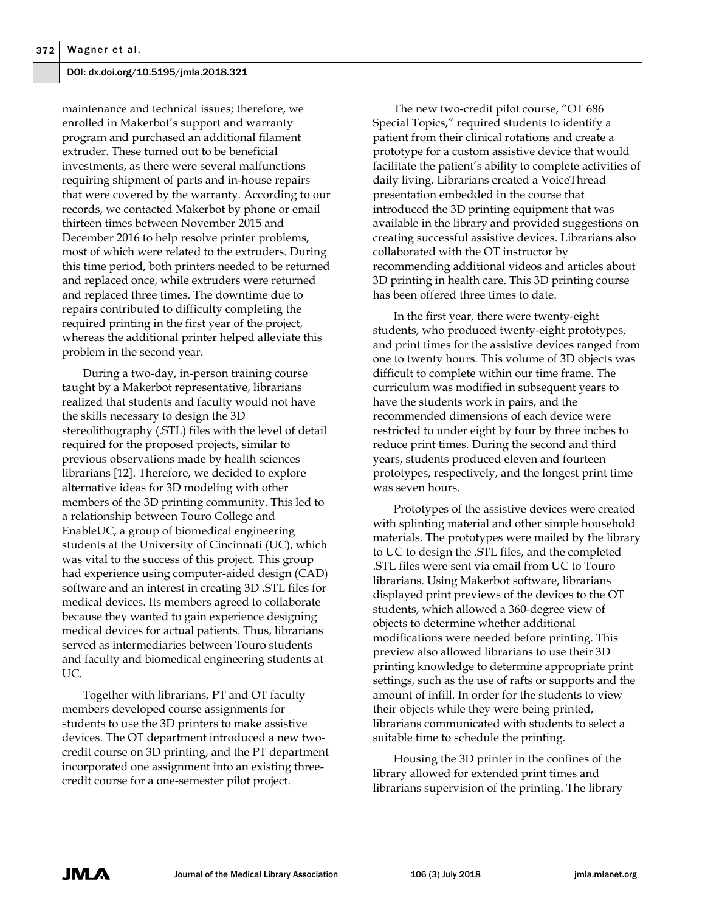maintenance and technical issues; therefore, we enrolled in Makerbot's support and warranty program and purchased an additional filament extruder. These turned out to be beneficial investments, as there were several malfunctions requiring shipment of parts and in-house repairs that were covered by the warranty. According to our records, we contacted Makerbot by phone or email thirteen times between November 2015 and December 2016 to help resolve printer problems, most of which were related to the extruders. During this time period, both printers needed to be returned and replaced once, while extruders were returned and replaced three times. The downtime due to repairs contributed to difficulty completing the required printing in the first year of the project, whereas the additional printer helped alleviate this problem in the second year.

During a two-day, in-person training course taught by a Makerbot representative, librarians realized that students and faculty would not have the skills necessary to design the 3D stereolithography (.STL) files with the level of detail required for the proposed projects, similar to previous observations made by health sciences librarians [12]. Therefore, we decided to explore alternative ideas for 3D modeling with other members of the 3D printing community. This led to a relationship between Touro College and EnableUC, a group of biomedical engineering students at the University of Cincinnati (UC), which was vital to the success of this project. This group had experience using computer-aided design (CAD) software and an interest in creating 3D .STL files for medical devices. Its members agreed to collaborate because they wanted to gain experience designing medical devices for actual patients. Thus, librarians served as intermediaries between Touro students and faculty and biomedical engineering students at UC.

Together with librarians, PT and OT faculty members developed course assignments for students to use the 3D printers to make assistive devices. The OT department introduced a new two-credit course on 3D printing, and the PT department incorporated one assignment into an existing three-credit course for a one-semester pilot project.

The new two-credit pilot course, "OT 686 Special Topics," required students to identify a patient from their clinical rotations and create a prototype for a custom assistive device that would facilitate the patient's ability to complete activities of daily living. Librarians created a VoiceThread presentation embedded in the course that introduced the 3D printing equipment that was available in the library and provided suggestions on creating successful assistive devices. Librarians also collaborated with the OT instructor by recommending additional videos and articles about 3D printing in health care. This 3D printing course has been offered three times to date.

In the first year, there were twenty-eight students, who produced twenty-eight prototypes, and print times for the assistive devices ranged from one to twenty hours. This volume of 3D objects was difficult to complete within our time frame. The curriculum was modified in subsequent years to have the students work in pairs, and the recommended dimensions of each device were restricted to under eight by four by three inches to reduce print times. During the second and third years, students produced eleven and fourteen prototypes, respectively, and the longest print time was seven hours.

Prototypes of the assistive devices were created with splinting material and other simple household materials. The prototypes were mailed by the library to UC to design the .STL files, and the completed .STL files were sent via email from UC to Touro librarians. Using Makerbot software, librarians displayed print previews of the devices to the OT students, which allowed a 360-degree view of objects to determine whether additional modifications were needed before printing. This preview also allowed librarians to use their 3D printing knowledge to determine appropriate print settings, such as the use of rafts or supports and the amount of infill. In order for the students to view their objects while they were being printed, librarians communicated with students to select a suitable time to schedule the printing.

Housing the 3D printer in the confines of the library allowed for extended print times and librarians supervision of the printing. The library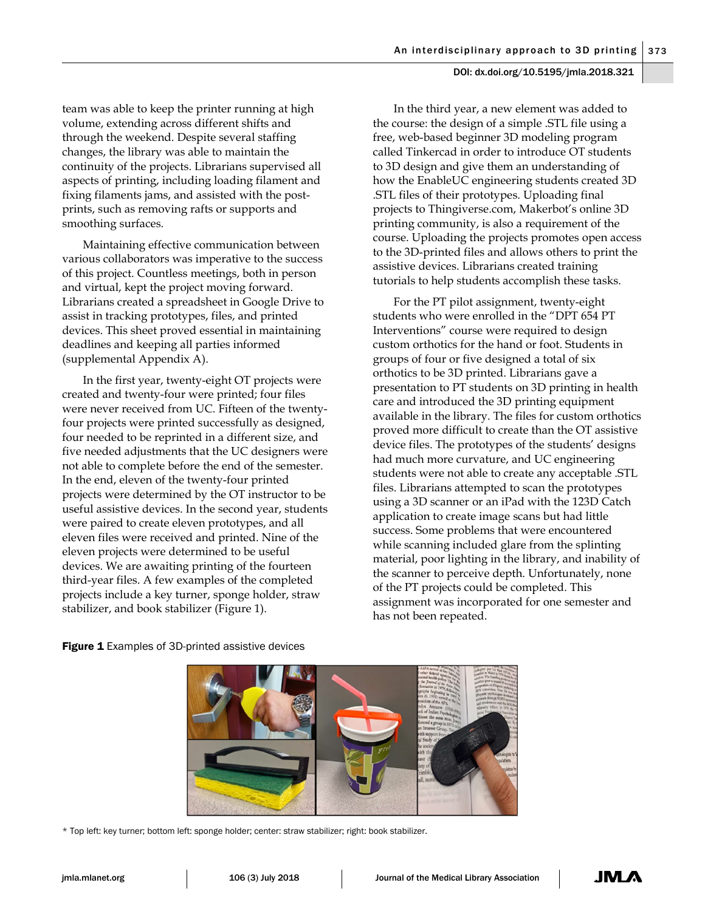team was able to keep the printer running at high volume, extending across different shifts and through the weekend. Despite several staffing changes, the library was able to maintain the continuity of the projects. Librarians supervised all aspects of printing, including loading filament and fixing filaments jams, and assisted with the post-prints, such as removing rafts or supports and smoothing surfaces.

Maintaining effective communication between various collaborators was imperative to the success of this project. Countless meetings, both in person and virtual, kept the project moving forward. Librarians created a spreadsheet in Google Drive to assist in tracking prototypes, files, and printed devices. This sheet proved essential in maintaining deadlines and keeping all parties informed (supplemental Appendix A).

In the first year, twenty-eight OT projects were created and twenty-four were printed; four files were never received from UC. Fifteen of the twenty-four projects were printed successfully as designed, four needed to be reprinted in a different size, and five needed adjustments that the UC designers were not able to complete before the end of the semester. In the end, eleven of the twenty-four printed projects were determined by the OT instructor to be useful assistive devices. In the second year, students were paired to create eleven prototypes, and all eleven files were received and printed. Nine of the eleven projects were determined to be useful devices. We are awaiting printing of the fourteen third-year files. A few examples of the completed projects include a key turner, sponge holder, straw stabilizer, and book stabilizer (Figure 1).

In the third year, a new element was added to the course: the design of a simple .STL file using a free, web-based beginner 3D modeling program called Tinkercad in order to introduce OT students to 3D design and give them an understanding of how the EnableUC engineering students created 3D .STL files of their prototypes. Uploading final projects to Thingiverse.com, Makerbot's online 3D printing community, is also a requirement of the course. Uploading the projects promotes open access to the 3D-printed files and allows others to print the assistive devices. Librarians created training tutorials to help students accomplish these tasks.

For the PT pilot assignment, twenty-eight students who were enrolled in the "DPT 654 PT Interventions" course were required to design custom orthotics for the hand or foot. Students in groups of four or five designed a total of six orthotics to be 3D printed. Librarians gave a presentation to PT students on 3D printing in health care and introduced the 3D printing equipment available in the library. The files for custom orthotics proved more difficult to create than the OT assistive device files. The prototypes of the students' designs had much more curvature, and UC engineering students were not able to create any acceptable .STL files. Librarians attempted to scan the prototypes using a 3D scanner or an iPad with the 123D Catch application to create image scans but had little success. Some problems that were encountered while scanning included glare from the splinting material, poor lighting in the library, and inability of the scanner to perceive depth. Unfortunately, none of the PT projects could be completed. This assignment was incorporated for one semester and has not been repeated.

**Figure 1** Examples of 3D-printed assistive devices

* Top left: key turner; bottom left: sponge holder; center: straw stabilizer; right: book stabilizer.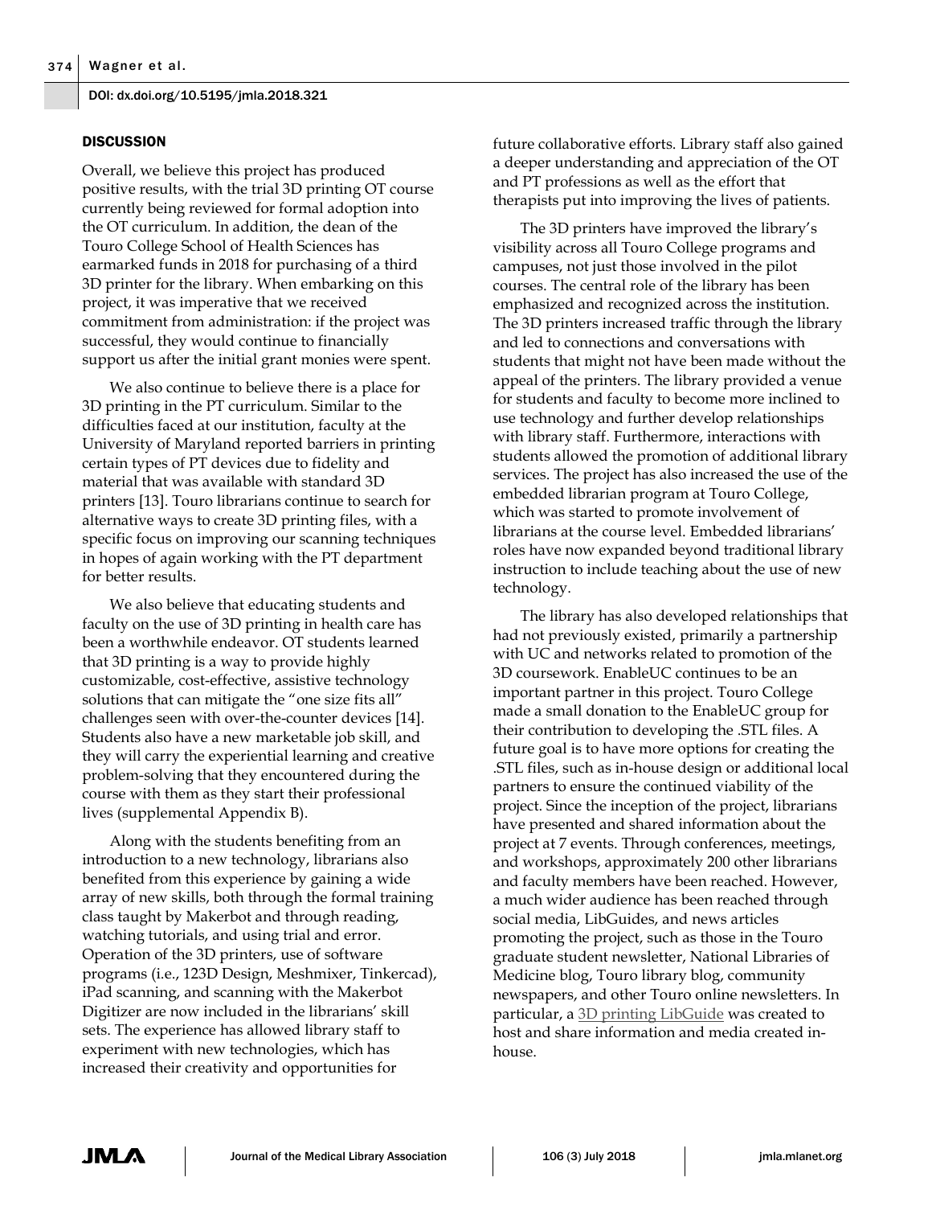## DISCUSSION

Overall, we believe this project has produced positive results, with the trial 3D printing OT course currently being reviewed for formal adoption into the OT curriculum. In addition, the dean of the Touro College School of Health Sciences has earmarked funds in 2018 for purchasing of a third 3D printer for the library. When embarking on this project, it was imperative that we received commitment from administration: if the project was successful, they would continue to financially support us after the initial grant monies were spent.

We also continue to believe there is a place for 3D printing in the PT curriculum. Similar to the difficulties faced at our institution, faculty at the University of Maryland reported barriers in printing certain types of PT devices due to fidelity and material that was available with standard 3D printers [13]. Touro librarians continue to search for alternative ways to create 3D printing files, with a specific focus on improving our scanning techniques in hopes of again working with the PT department for better results.

We also believe that educating students and faculty on the use of 3D printing in health care has been a worthwhile endeavor. OT students learned that 3D printing is a way to provide highly customizable, cost-effective, assistive technology solutions that can mitigate the "one size fits all" challenges seen with over-the-counter devices [14]. Students also have a new marketable job skill, and they will carry the experiential learning and creative problem-solving that they encountered during the course with them as they start their professional lives (supplemental Appendix B).

Along with the students benefiting from an introduction to a new technology, librarians also benefited from this experience by gaining a wide array of new skills, both through the formal training class taught by Makerbot and through reading, watching tutorials, and using trial and error. Operation of the 3D printers, use of software programs (i.e., 123D Design, Meshmixer, Tinkercad), iPad scanning, and scanning with the Makerbot Digitizer are now included in the librarians' skill sets. The experience has allowed library staff to experiment with new technologies, which has increased their creativity and opportunities for future collaborative efforts. Library staff also gained a deeper understanding and appreciation of the OT and PT professions as well as the effort that therapists put into improving the lives of patients.

The 3D printers have improved the library's visibility across all Touro College programs and campuses, not just those involved in the pilot courses. The central role of the library has been emphasized and recognized across the institution. The 3D printers increased traffic through the library and led to connections and conversations with students that might not have been made without the appeal of the printers. The library provided a venue for students and faculty to become more inclined to use technology and further develop relationships with library staff. Furthermore, interactions with students allowed the promotion of additional library services. The project has also increased the use of the embedded librarian program at Touro College, which was started to promote involvement of librarians at the course level. Embedded librarians' roles have now expanded beyond traditional library instruction to include teaching about the use of new technology.

The library has also developed relationships that had not previously existed, primarily a partnership with UC and networks related to promotion of the 3D coursework. EnableUC continues to be an important partner in this project. Touro College made a small donation to the EnableUC group for their contribution to developing the .STL files. A future goal is to have more options for creating the .STL files, such as in-house design or additional local partners to ensure the continued viability of the project. Since the inception of the project, librarians have presented and shared information about the project at 7 events. Through conferences, meetings, and workshops, approximately 200 other librarians and faculty members have been reached. However, a much wider audience has been reached through social media, LibGuides, and news articles promoting the project, such as those in the Touro graduate student newsletter, National Libraries of Medicine blog, Touro library blog, community newspapers, and other Touro online newsletters. In particular, a 3D printing LibGuide was created to host and share information and media created in-house.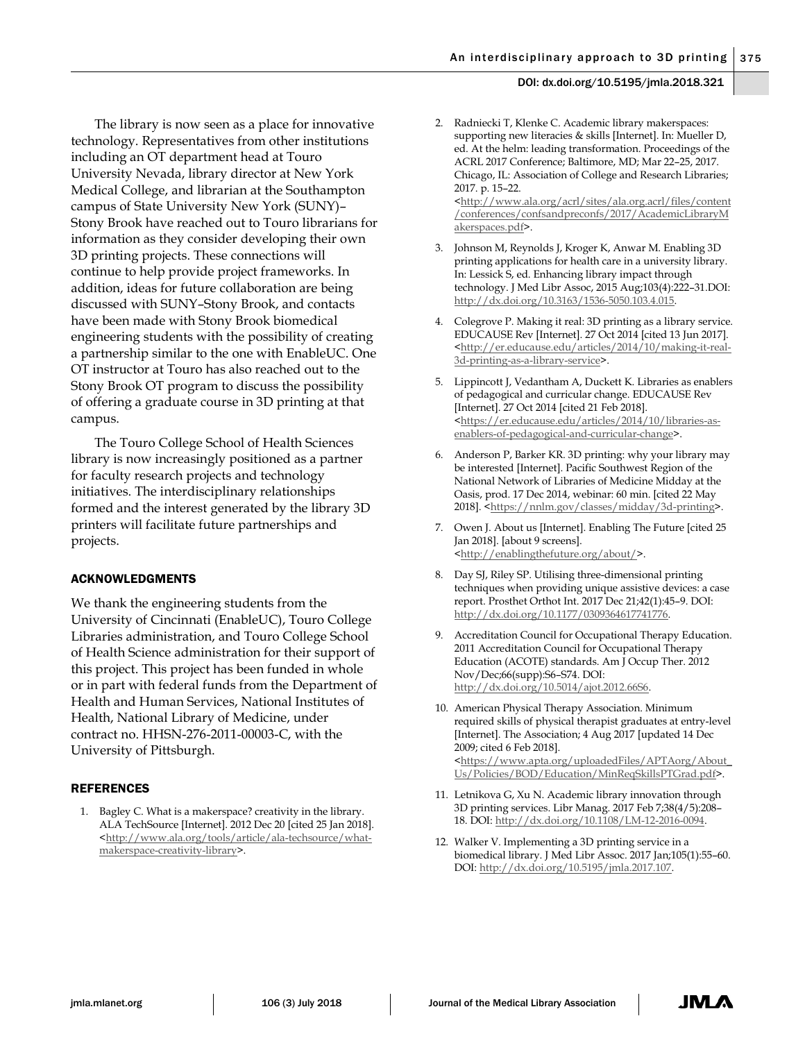The library is now seen as a place for innovative technology. Representatives from other institutions including an OT department head at Touro University Nevada, library director at New York Medical College, and librarian at the Southampton campus of State University New York (SUNY)–Stony Brook have reached out to Touro librarians for information as they consider developing their own 3D printing projects. These connections will continue to help provide project frameworks. In addition, ideas for future collaboration are being discussed with SUNY–Stony Brook, and contacts have been made with Stony Brook biomedical engineering students with the possibility of creating a partnership similar to the one with EnableUC. One OT instructor at Touro has also reached out to the Stony Brook OT program to discuss the possibility of offering a graduate course in 3D printing at that campus.

The Touro College School of Health Sciences library is now increasingly positioned as a partner for faculty research projects and technology initiatives. The interdisciplinary relationships formed and the interest generated by the library 3D printers will facilitate future partnerships and projects.

## ACKNOWLEDGMENTS

We thank the engineering students from the University of Cincinnati (EnableUC), Touro College Libraries administration, and Touro College School of Health Science administration for their support of this project. This project has been funded in whole or in part with federal funds from the Department of Health and Human Services, National Institutes of Health, National Library of Medicine, under contract no. HHSN-276-2011-00003-C, with the University of Pittsburgh.

## REFERENCES

1. Bagley C. What is a makerspace? creativity in the library. ALA TechSource [Internet]. 2012 Dec 20 [cited 25 Jan 2018]. <http://www.ala.org/tools/article/ala-techsource/what-makerspace-creativity-library>.
2. Radniecki T, Klenke C. Academic library makerspaces: supporting new literacies & skills [Internet]. In: Mueller D, ed. At the helm: leading transformation. Proceedings of the ACRL 2017 Conference; Baltimore, MD; Mar 22–25, 2017. Chicago, IL: Association of College and Research Libraries; 2017. p. 15–22. <http://www.ala.org/acrl/sites/ala.org.acrl/files/content/conferences/confsandpreconfs/2017/AcademicLibraryMakerspaces.pdf>.
3. Johnson M, Reynolds J, Kroger K, Anwar M. Enabling 3D printing applications for health care in a university library. In: Lessick S, ed. Enhancing library impact through technology. J Med Libr Assoc, 2015 Aug;103(4):222–31.DOI: http://dx.doi.org/10.3163/1536-5050.103.4.015.
4. Colegrove P. Making it real: 3D printing as a library service. EDUCAUSE Rev [Internet]. 27 Oct 2014 [cited 13 Jun 2017]. <http://er.educause.edu/articles/2014/10/making-it-real-3d-printing-as-a-library-service>.
5. Lippincott J, Vedantham A, Duckett K. Libraries as enablers of pedagogical and curricular change. EDUCAUSE Rev [Internet]. 27 Oct 2014 [cited 21 Feb 2018]. <https://er.educause.edu/articles/2014/10/libraries-as-enablers-of-pedagogical-and-curricular-change>.
6. Anderson P, Barker KR. 3D printing: why your library may be interested [Internet]. Pacific Southwest Region of the National Network of Libraries of Medicine Midday at the Oasis, prod. 17 Dec 2014, webinar: 60 min. [cited 22 May 2018]. <https://nnlm.gov/classes/midday/3d-printing>.
7. Owen J. About us [Internet]. Enabling The Future [cited 25 Jan 2018]. [about 9 screens]. <http://enablingthefuture.org/about/>.
8. Day SJ, Riley SP. Utilising three-dimensional printing techniques when providing unique assistive devices: a case report. Prosthet Orthot Int. 2017 Dec 21;42(1):45–9. DOI: http://dx.doi.org/10.1177/0309364617741776.
9. Accreditation Council for Occupational Therapy Education. 2011 Accreditation Council for Occupational Therapy Education (ACOTE) standards. Am J Occup Ther. 2012 Nov/Dec;66(supp):S6–S74. DOI: http://dx.doi.org/10.5014/ajot.2012.66S6.
10. American Physical Therapy Association. Minimum required skills of physical therapist graduates at entry-level [Internet]. The Association; 4 Aug 2017 [updated 14 Dec 2009; cited 6 Feb 2018]. <https://www.apta.org/uploadedFiles/APTAorg/About_Us/Policies/BOD/Education/MinReqSkillsPTGrad.pdf>.
11. Letnikova G, Xu N. Academic library innovation through 3D printing services. Libr Manag. 2017 Feb 7;38(4/5):208–18. DOI: http://dx.doi.org/10.1108/LM-12-2016-0094.
12. Walker V. Implementing a 3D printing service in a biomedical library. J Med Libr Assoc. 2017 Jan;105(1):55–60. DOI: http://dx.doi.org/10.5195/jmla.2017.107.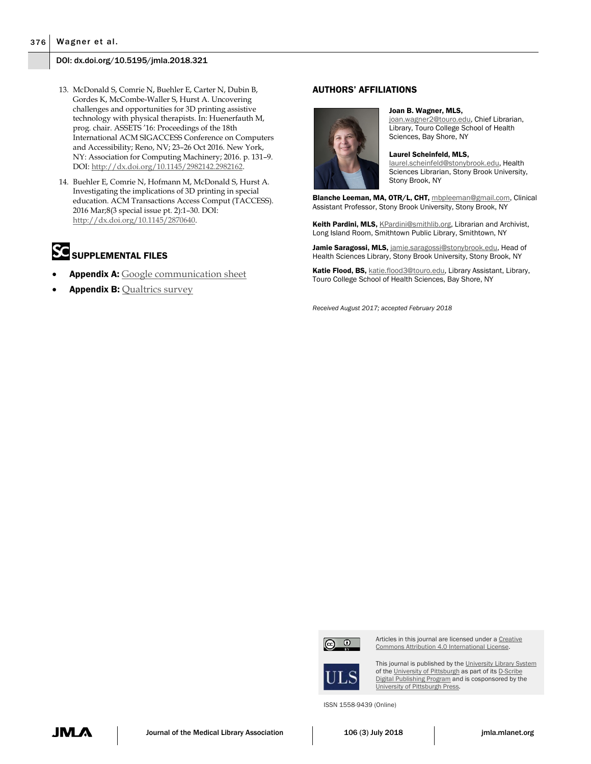13. McDonald S, Comrie N, Buehler E, Carter N, Dubin B, Gordes K, McCombe-Waller S, Hurst A. Uncovering challenges and opportunities for 3D printing assistive technology with physical therapists. In: Huenerfauth M, prog. chair. ASSETS '16: Proceedings of the 18th International ACM SIGACCESS Conference on Computers and Accessibility; Reno, NV; 23–26 Oct 2016. New York, NY: Association for Computing Machinery; 2016. p. 131–9. DOI: http://dx.doi.org/10.1145/2982142.2982162.

14. Buehler E, Comrie N, Hofmann M, McDonald S, Hurst A. Investigating the implications of 3D printing in special education. ACM Transactions Access Comput (TACCESS). 2016 Mar;8(3 special issue pt. 2):1–30. DOI: http://dx.doi.org/10.1145/2870640.

## SUPPLEMENTAL FILES

- **Appendix A:** Google communication sheet
- **Appendix B:** Qualtrics survey

## AUTHORS' AFFILIATIONS

**Joan B. Wagner, MLS,** joan.wagner2@touro.edu, Chief Librarian, Library, Touro College School of Health Sciences, Bay Shore, NY

**Laurel Scheinfeld, MLS,** laurel.scheinfeld@stonybrook.edu, Health Sciences Librarian, Stony Brook University, Stony Brook, NY

**Blanche Leeman, MA, OTR/L, CHT,** mbpleeman@gmail.com, Clinical Assistant Professor, Stony Brook University, Stony Brook, NY

**Keith Pardini, MLS,** KPardini@smithlib.org, Librarian and Archivist, Long Island Room, Smithtown Public Library, Smithtown, NY

**Jamie Saragossi, MLS,** jamie.saragossi@stonybrook.edu, Head of Health Sciences Library, Stony Brook University, Stony Brook, NY

**Katie Flood, BS,** katie.flood3@touro.edu, Library Assistant, Library, Touro College School of Health Sciences, Bay Shore, NY

*Received August 2017; accepted February 2018*

Articles in this journal are licensed under a Creative Commons Attribution 4.0 International License.

This journal is published by the University Library System of the University of Pittsburgh as part of its D-Scribe Digital Publishing Program and is cosponsored by the University of Pittsburgh Press.

ISSN 1558-9439 (Online)